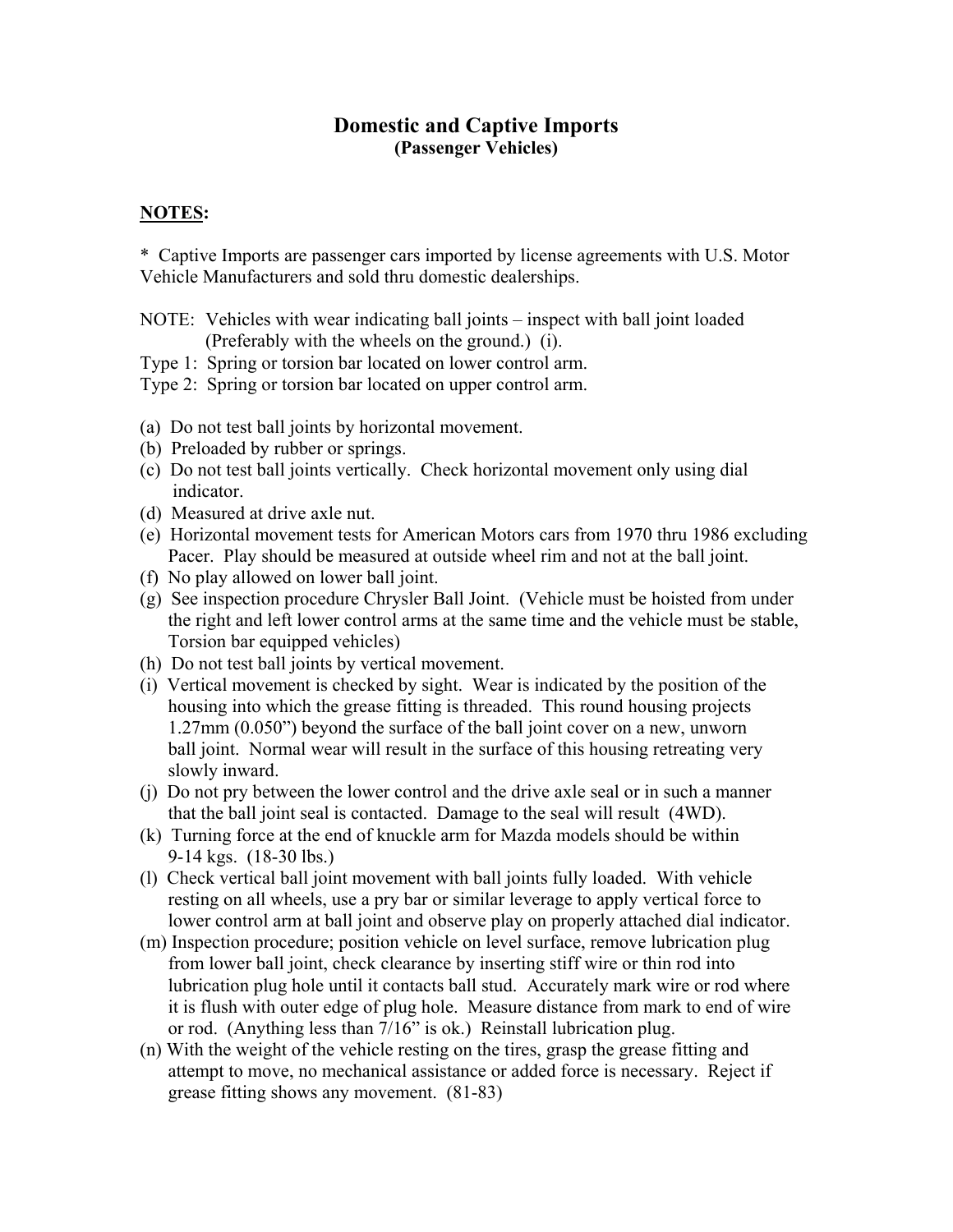# Domestic and Captive Imports
## (Passenger Vehicles)

**NOTES:**

* Captive Imports are passenger cars imported by license agreements with U.S. Motor Vehicle Manufacturers and sold thru domestic dealerships.

NOTE: Vehicles with wear indicating ball joints – inspect with ball joint loaded (Preferably with the wheels on the ground.) (i).

Type 1: Spring or torsion bar located on lower control arm.

Type 2: Spring or torsion bar located on upper control arm.

(a) Do not test ball joints by horizontal movement.

(b) Preloaded by rubber or springs.

(c) Do not test ball joints vertically. Check horizontal movement only using dial indicator.

(d) Measured at drive axle nut.

(e) Horizontal movement tests for American Motors cars from 1970 thru 1986 excluding Pacer. Play should be measured at outside wheel rim and not at the ball joint.

(f) No play allowed on lower ball joint.

(g) See inspection procedure Chrysler Ball Joint. (Vehicle must be hoisted from under the right and left lower control arms at the same time and the vehicle must be stable, Torsion bar equipped vehicles)

(h) Do not test ball joints by vertical movement.

(i) Vertical movement is checked by sight. Wear is indicated by the position of the housing into which the grease fitting is threaded. This round housing projects 1.27mm (0.050") beyond the surface of the ball joint cover on a new, unworn ball joint. Normal wear will result in the surface of this housing retreating very slowly inward.

(j) Do not pry between the lower control and the drive axle seal or in such a manner that the ball joint seal is contacted. Damage to the seal will result (4WD).

(k) Turning force at the end of knuckle arm for Mazda models should be within 9-14 kgs. (18-30 lbs.)

(l) Check vertical ball joint movement with ball joints fully loaded. With vehicle resting on all wheels, use a pry bar or similar leverage to apply vertical force to lower control arm at ball joint and observe play on properly attached dial indicator.

(m) Inspection procedure; position vehicle on level surface, remove lubrication plug from lower ball joint, check clearance by inserting stiff wire or thin rod into lubrication plug hole until it contacts ball stud. Accurately mark wire or rod where it is flush with outer edge of plug hole. Measure distance from mark to end of wire or rod. (Anything less than 7/16" is ok.) Reinstall lubrication plug.

(n) With the weight of the vehicle resting on the tires, grasp the grease fitting and attempt to move, no mechanical assistance or added force is necessary. Reject if grease fitting shows any movement. (81-83)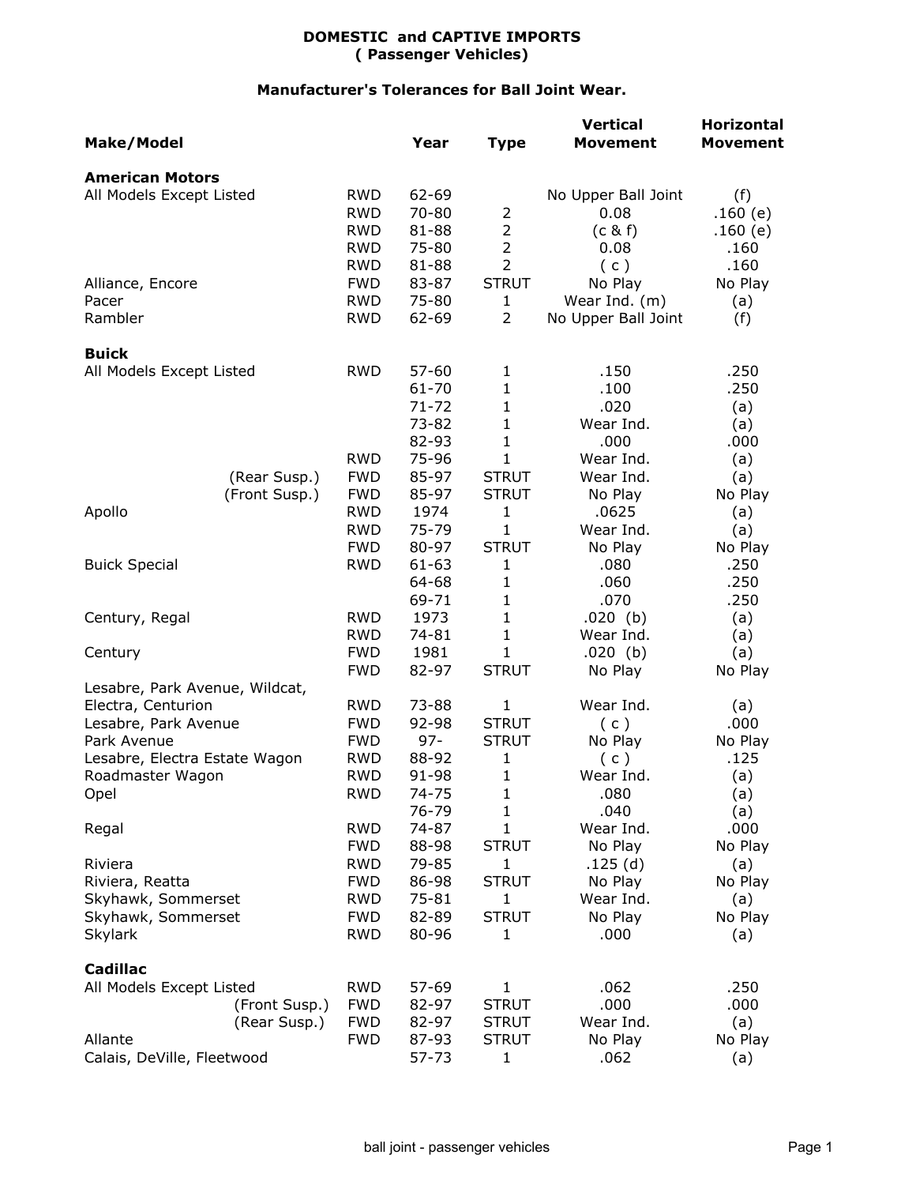**DOMESTIC and CAPTIVE IMPORTS**
**( Passenger Vehicles)**

**Manufacturer's Tolerances for Ball Joint Wear.**

| Make/Model | | Year | Type | Vertical Movement | Horizontal Movement |
|---|---|---|---|---|---|
| **American Motors** | | | | | |
| All Models Except Listed | RWD | 62-69 | | No Upper Ball Joint | (f) |
| | RWD | 70-80 | 2 | 0.08 | .160 (e) |
| | RWD | 81-88 | 2 | (c & f) | .160 (e) |
| | RWD | 75-80 | 2 | 0.08 | .160 |
| | RWD | 81-88 | 2 | ( c ) | .160 |
| Alliance, Encore | FWD | 83-87 | STRUT | No Play | No Play |
| Pacer | RWD | 75-80 | 1 | Wear Ind. (m) | (a) |
| Rambler | RWD | 62-69 | 2 | No Upper Ball Joint | (f) |
| **Buick** | | | | | |
| All Models Except Listed | RWD | 57-60 | 1 | .150 | .250 |
| | | 61-70 | 1 | .100 | .250 |
| | | 71-72 | 1 | .020 | (a) |
| | | 73-82 | 1 | Wear Ind. | (a) |
| | | 82-93 | 1 | .000 | .000 |
| | RWD | 75-96 | 1 | Wear Ind. | (a) |
| (Rear Susp.) | FWD | 85-97 | STRUT | Wear Ind. | (a) |
| (Front Susp.) | FWD | 85-97 | STRUT | No Play | No Play |
| Apollo | RWD | 1974 | 1 | .0625 | (a) |
| | RWD | 75-79 | 1 | Wear Ind. | (a) |
| | FWD | 80-97 | STRUT | No Play | No Play |
| Buick Special | RWD | 61-63 | 1 | .080 | .250 |
| | | 64-68 | 1 | .060 | .250 |
| | | 69-71 | 1 | .070 | .250 |
| Century, Regal | RWD | 1973 | 1 | .020 (b) | (a) |
| | RWD | 74-81 | 1 | Wear Ind. | (a) |
| Century | FWD | 1981 | 1 | .020 (b) | (a) |
| | FWD | 82-97 | STRUT | No Play | No Play |
| Lesabre, Park Avenue, Wildcat, Electra, Centurion | RWD | 73-88 | 1 | Wear Ind. | (a) |
| Lesabre, Park Avenue | FWD | 92-98 | STRUT | ( c ) | .000 |
| Park Avenue | FWD | 97- | STRUT | No Play | No Play |
| Lesabre, Electra Estate Wagon | RWD | 88-92 | 1 | ( c ) | .125 |
| Roadmaster Wagon | RWD | 91-98 | 1 | Wear Ind. | (a) |
| Opel | RWD | 74-75 | 1 | .080 | (a) |
| | | 76-79 | 1 | .040 | (a) |
| Regal | RWD | 74-87 | 1 | Wear Ind. | .000 |
| | FWD | 88-98 | STRUT | No Play | No Play |
| Riviera | RWD | 79-85 | 1 | .125 (d) | (a) |
| Riviera, Reatta | FWD | 86-98 | STRUT | No Play | No Play |
| Skyhawk, Sommerset | RWD | 75-81 | 1 | Wear Ind. | (a) |
| Skyhawk, Sommerset | FWD | 82-89 | STRUT | No Play | No Play |
| Skylark | RWD | 80-96 | 1 | .000 | (a) |
| **Cadillac** | | | | | |
| All Models Except Listed | RWD | 57-69 | 1 | .062 | .250 |
| (Front Susp.) | FWD | 82-97 | STRUT | .000 | .000 |
| (Rear Susp.) | FWD | 82-97 | STRUT | Wear Ind. | (a) |
| Allante | FWD | 87-93 | STRUT | No Play | No Play |
| Calais, DeVille, Fleetwood | | 57-73 | 1 | .062 | (a) |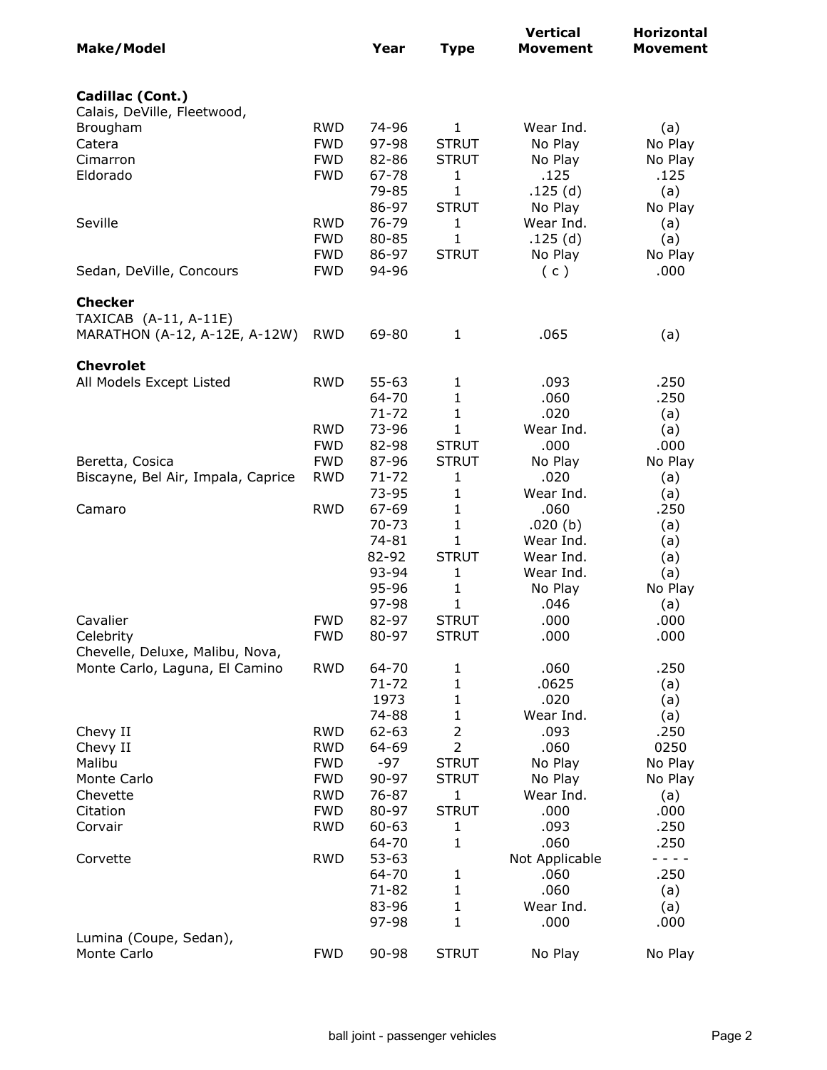| Make/Model | | Year | Type | Vertical Movement | Horizontal Movement |
|---|---|---|---|---|---|
| **Cadillac (Cont.)** | | | | | |
| Calais, DeVille, Fleetwood, Brougham | RWD | 74-96 | 1 | Wear Ind. | (a) |
| Catera | FWD | 97-98 | STRUT | No Play | No Play |
| Cimarron | FWD | 82-86 | STRUT | No Play | No Play |
| Eldorado | FWD | 67-78 | 1 | .125 | .125 |
| | | 79-85 | 1 | .125 (d) | (a) |
| | | 86-97 | STRUT | No Play | No Play |
| Seville | RWD | 76-79 | 1 | Wear Ind. | (a) |
| | FWD | 80-85 | 1 | .125 (d) | (a) |
| | FWD | 86-97 | STRUT | No Play | No Play |
| Sedan, DeVille, Concours | FWD | 94-96 | | ( c ) | .000 |
| **Checker** | | | | | |
| TAXICAB (A-11, A-11E) MARATHON (A-12, A-12E, A-12W) | RWD | 69-80 | 1 | .065 | (a) |
| **Chevrolet** | | | | | |
| All Models Except Listed | RWD | 55-63 | 1 | .093 | .250 |
| | | 64-70 | 1 | .060 | .250 |
| | | 71-72 | 1 | .020 | (a) |
| | RWD | 73-96 | 1 | Wear Ind. | (a) |
| | FWD | 82-98 | STRUT | .000 | .000 |
| Beretta, Cosica | FWD | 87-96 | STRUT | No Play | No Play |
| Biscayne, Bel Air, Impala, Caprice | RWD | 71-72 | 1 | .020 | (a) |
| | | 73-95 | 1 | Wear Ind. | (a) |
| Camaro | RWD | 67-69 | 1 | .060 | .250 |
| | | 70-73 | 1 | .020 (b) | (a) |
| | | 74-81 | 1 | Wear Ind. | (a) |
| | | 82-92 | STRUT | Wear Ind. | (a) |
| | | 93-94 | 1 | Wear Ind. | (a) |
| | | 95-96 | 1 | No Play | No Play |
| | | 97-98 | 1 | .046 | (a) |
| Cavalier | FWD | 82-97 | STRUT | .000 | .000 |
| Celebrity | FWD | 80-97 | STRUT | .000 | .000 |
| Chevelle, Deluxe, Malibu, Nova, Monte Carlo, Laguna, El Camino | RWD | 64-70 | 1 | .060 | .250 |
| | | 71-72 | 1 | .0625 | (a) |
| | | 1973 | 1 | .020 | (a) |
| | | 74-88 | 1 | Wear Ind. | (a) |
| Chevy II | RWD | 62-63 | 2 | .093 | .250 |
| Chevy II | RWD | 64-69 | 2 | .060 | 0250 |
| Malibu | FWD | -97 | STRUT | No Play | No Play |
| Monte Carlo | FWD | 90-97 | STRUT | No Play | No Play |
| Chevette | RWD | 76-87 | 1 | Wear Ind. | (a) |
| Citation | FWD | 80-97 | STRUT | .000 | .000 |
| Corvair | RWD | 60-63 | 1 | .093 | .250 |
| | | 64-70 | 1 | .060 | .250 |
| Corvette | RWD | 53-63 | | Not Applicable | - - - - |
| | | 64-70 | 1 | .060 | .250 |
| | | 71-82 | 1 | .060 | (a) |
| | | 83-96 | 1 | Wear Ind. | (a) |
| | | 97-98 | 1 | .000 | .000 |
| Lumina (Coupe, Sedan), Monte Carlo | FWD | 90-98 | STRUT | No Play | No Play |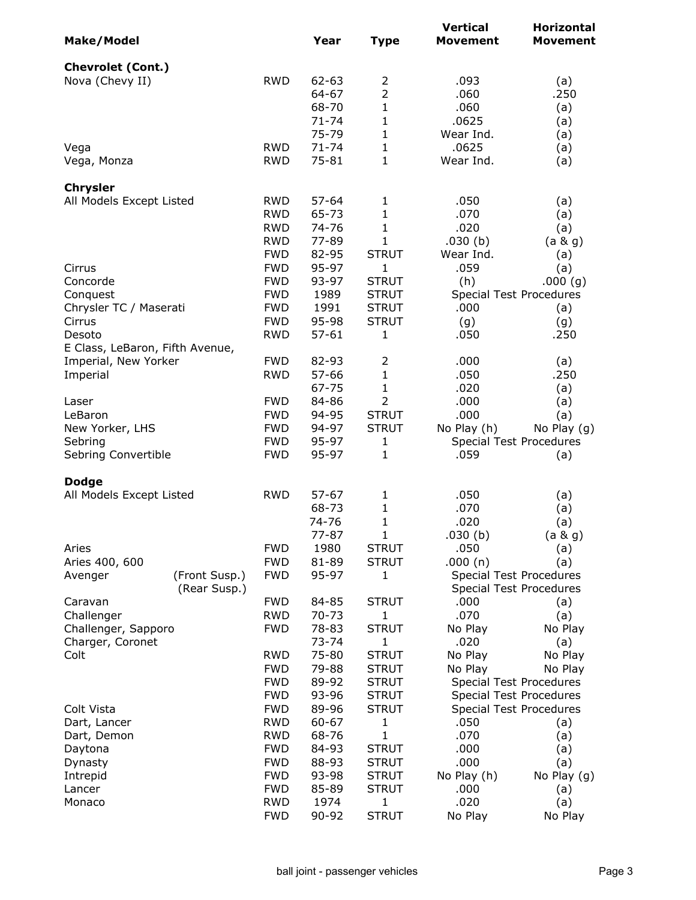| Make/Model | | Year | Type | Vertical Movement | Horizontal Movement |
|---|---|---|---|---|---|
| **Chevrolet (Cont.)** | | | | | |
| Nova (Chevy II) | RWD | 62-63 | 2 | .093 | (a) |
| | | 64-67 | 2 | .060 | .250 |
| | | 68-70 | 1 | .060 | (a) |
| | | 71-74 | 1 | .0625 | (a) |
| | | 75-79 | 1 | Wear Ind. | (a) |
| Vega | RWD | 71-74 | 1 | .0625 | (a) |
| Vega, Monza | RWD | 75-81 | 1 | Wear Ind. | (a) |
| **Chrysler** | | | | | |
| All Models Except Listed | RWD | 57-64 | 1 | .050 | (a) |
| | RWD | 65-73 | 1 | .070 | (a) |
| | RWD | 74-76 | 1 | .020 | (a) |
| | RWD | 77-89 | 1 | .030 (b) | (a & g) |
| | FWD | 82-95 | STRUT | Wear Ind. | (a) |
| Cirrus | FWD | 95-97 | 1 | .059 | (a) |
| Concorde | FWD | 93-97 | STRUT | (h) | .000 (g) |
| Conquest | FWD | 1989 | STRUT | Special Test Procedures | |
| Chrysler TC / Maserati | FWD | 1991 | STRUT | .000 | (a) |
| Cirrus | FWD | 95-98 | STRUT | (g) | (g) |
| Desoto | RWD | 57-61 | 1 | .050 | .250 |
| E Class, LeBaron, Fifth Avenue, Imperial, New Yorker | FWD | 82-93 | 2 | .000 | (a) |
| Imperial | RWD | 57-66 | 1 | .050 | .250 |
| | | 67-75 | 1 | .020 | (a) |
| Laser | FWD | 84-86 | 2 | .000 | (a) |
| LeBaron | FWD | 94-95 | STRUT | .000 | (a) |
| New Yorker, LHS | FWD | 94-97 | STRUT | No Play (h) | No Play (g) |
| Sebring | FWD | 95-97 | 1 | Special Test Procedures | |
| Sebring Convertible | FWD | 95-97 | 1 | .059 | (a) |
| **Dodge** | | | | | |
| All Models Except Listed | RWD | 57-67 | 1 | .050 | (a) |
| | | 68-73 | 1 | .070 | (a) |
| | | 74-76 | 1 | .020 | (a) |
| | | 77-87 | 1 | .030 (b) | (a & g) |
| Aries | FWD | 1980 | STRUT | .050 | (a) |
| Aries 400, 600 | FWD | 81-89 | STRUT | .000 (n) | (a) |
| Avenger (Front Susp.) | FWD | 95-97 | 1 | Special Test Procedures | |
| (Rear Susp.) | | | | Special Test Procedures | |
| Caravan | FWD | 84-85 | STRUT | .000 | (a) |
| Challenger | RWD | 70-73 | 1 | .070 | (a) |
| Challenger, Sapporo | FWD | 78-83 | STRUT | No Play | No Play |
| Charger, Coronet | | 73-74 | 1 | .020 | (a) |
| Colt | RWD | 75-80 | STRUT | No Play | No Play |
| | FWD | 79-88 | STRUT | No Play | No Play |
| | FWD | 89-92 | STRUT | Special Test Procedures | |
| | FWD | 93-96 | STRUT | Special Test Procedures | |
| Colt Vista | FWD | 89-96 | STRUT | Special Test Procedures | |
| Dart, Lancer | RWD | 60-67 | 1 | .050 | (a) |
| Dart, Demon | RWD | 68-76 | 1 | .070 | (a) |
| Daytona | FWD | 84-93 | STRUT | .000 | (a) |
| Dynasty | FWD | 88-93 | STRUT | .000 | (a) |
| Intrepid | FWD | 93-98 | STRUT | No Play (h) | No Play (g) |
| Lancer | FWD | 85-89 | STRUT | .000 | (a) |
| Monaco | RWD | 1974 | 1 | .020 | (a) |
| | FWD | 90-92 | STRUT | No Play | No Play |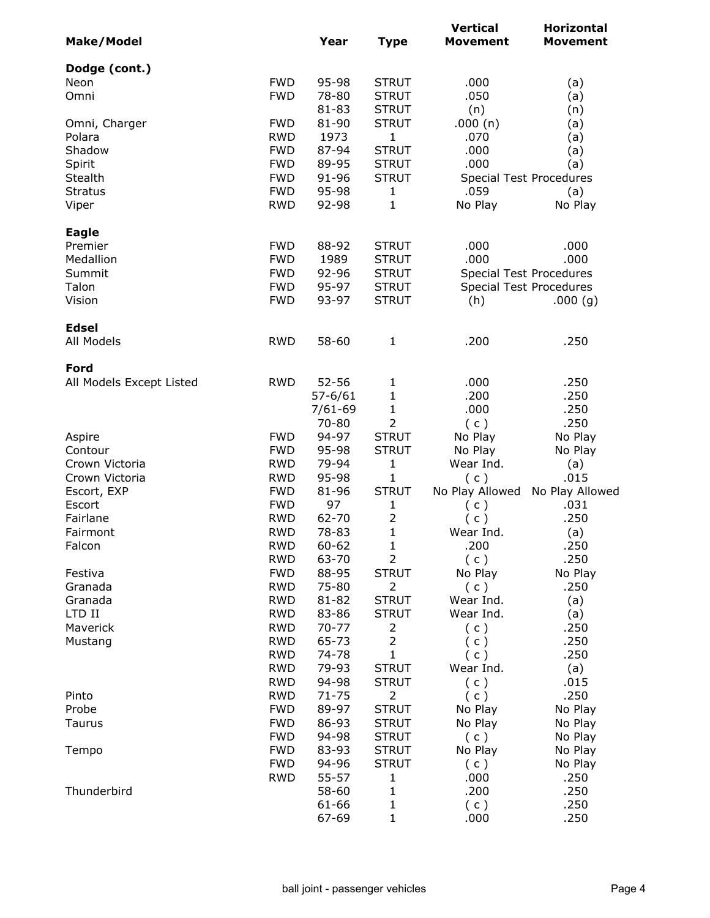| Make/Model | | Year | Type | Vertical Movement | Horizontal Movement |
|---|---|---|---|---|---|
| **Dodge (cont.)** | | | | | |
| Neon | FWD | 95-98 | STRUT | .000 | (a) |
| Omni | FWD | 78-80 | STRUT | .050 | (a) |
| | | 81-83 | STRUT | (n) | (n) |
| Omni, Charger | FWD | 81-90 | STRUT | .000 (n) | (a) |
| Polara | RWD | 1973 | 1 | .070 | (a) |
| Shadow | FWD | 87-94 | STRUT | .000 | (a) |
| Spirit | FWD | 89-95 | STRUT | .000 | (a) |
| Stealth | FWD | 91-96 | STRUT | Special Test Procedures | |
| Stratus | FWD | 95-98 | 1 | .059 | (a) |
| Viper | RWD | 92-98 | 1 | No Play | No Play |
| **Eagle** | | | | | |
| Premier | FWD | 88-92 | STRUT | .000 | .000 |
| Medallion | FWD | 1989 | STRUT | .000 | .000 |
| Summit | FWD | 92-96 | STRUT | Special Test Procedures | |
| Talon | FWD | 95-97 | STRUT | Special Test Procedures | |
| Vision | FWD | 93-97 | STRUT | (h) | .000 (g) |
| **Edsel** | | | | | |
| All Models | RWD | 58-60 | 1 | .200 | .250 |
| **Ford** | | | | | |
| All Models Except Listed | RWD | 52-56 | 1 | .000 | .250 |
| | | 57-6/61 | 1 | .200 | .250 |
| | | 7/61-69 | 1 | .000 | .250 |
| | | 70-80 | 2 | ( c ) | .250 |
| Aspire | FWD | 94-97 | STRUT | No Play | No Play |
| Contour | FWD | 95-98 | STRUT | No Play | No Play |
| Crown Victoria | RWD | 79-94 | 1 | Wear Ind. | (a) |
| Crown Victoria | RWD | 95-98 | 1 | ( c ) | .015 |
| Escort, EXP | FWD | 81-96 | STRUT | No Play Allowed | No Play Allowed |
| Escort | FWD | 97 | 1 | ( c ) | .031 |
| Fairlane | RWD | 62-70 | 2 | ( c ) | .250 |
| Fairmont | RWD | 78-83 | 1 | Wear Ind. | (a) |
| Falcon | RWD | 60-62 | 1 | .200 | .250 |
| | RWD | 63-70 | 2 | ( c ) | .250 |
| Festiva | FWD | 88-95 | STRUT | No Play | No Play |
| Granada | RWD | 75-80 | 2 | ( c ) | .250 |
| Granada | RWD | 81-82 | STRUT | Wear Ind. | (a) |
| LTD II | RWD | 83-86 | STRUT | Wear Ind. | (a) |
| Maverick | RWD | 70-77 | 2 | ( c ) | .250 |
| Mustang | RWD | 65-73 | 2 | ( c ) | .250 |
| | RWD | 74-78 | 1 | ( c ) | .250 |
| | RWD | 79-93 | STRUT | Wear Ind. | (a) |
| | RWD | 94-98 | STRUT | ( c ) | .015 |
| Pinto | RWD | 71-75 | 2 | ( c ) | .250 |
| Probe | FWD | 89-97 | STRUT | No Play | No Play |
| Taurus | FWD | 86-93 | STRUT | No Play | No Play |
| | FWD | 94-98 | STRUT | ( c ) | No Play |
| Tempo | FWD | 83-93 | STRUT | No Play | No Play |
| | FWD | 94-96 | STRUT | ( c ) | No Play |
| | RWD | 55-57 | 1 | .000 | .250 |
| Thunderbird | | 58-60 | 1 | .200 | .250 |
| | | 61-66 | 1 | ( c ) | .250 |
| | | 67-69 | 1 | .000 | .250 |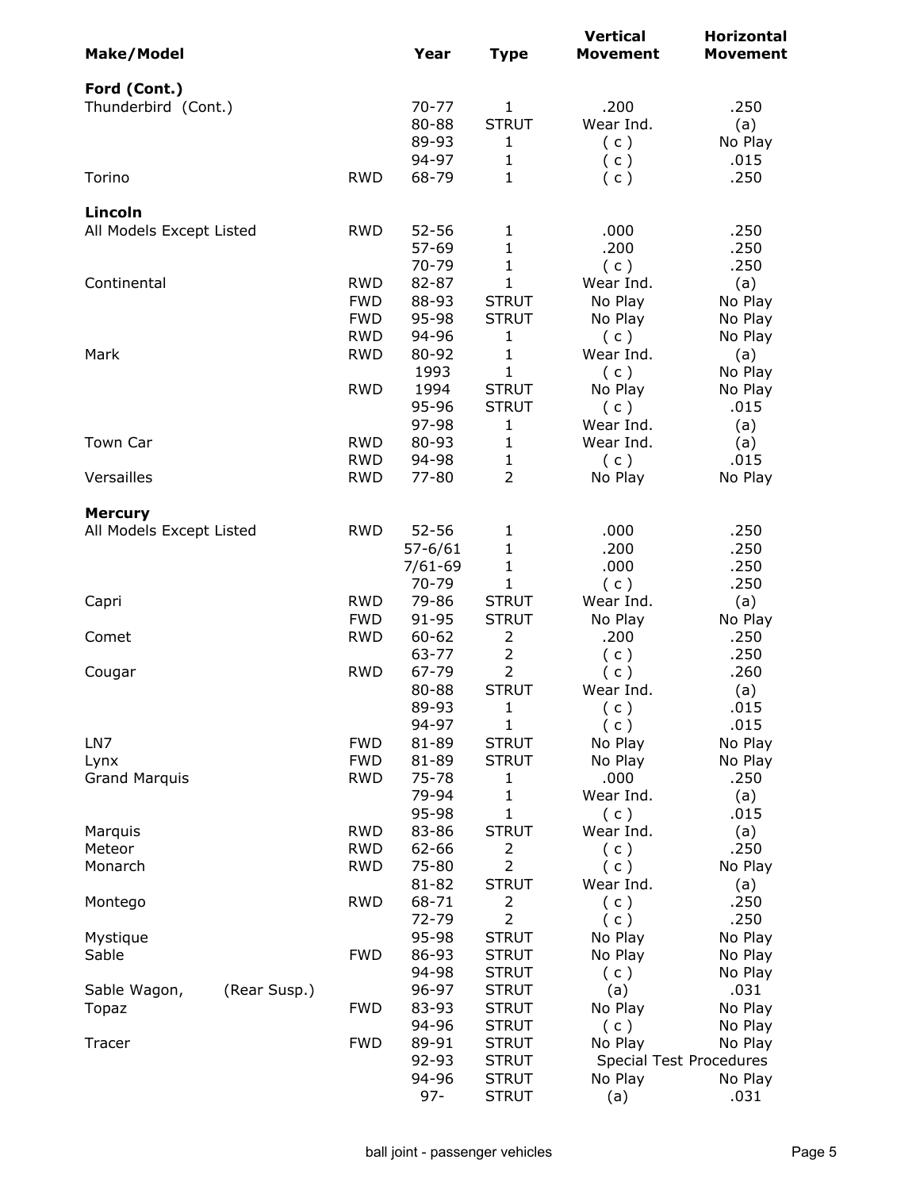| Make/Model | | Year | Type | Vertical Movement | Horizontal Movement |
|---|---|---|---|---|---|
| **Ford (Cont.)** | | | | | |
| Thunderbird (Cont.) | | 70-77 | 1 | .200 | .250 |
| | | 80-88 | STRUT | Wear Ind. | (a) |
| | | 89-93 | 1 | ( c ) | No Play |
| | | 94-97 | 1 | ( c ) | .015 |
| Torino | RWD | 68-79 | 1 | ( c ) | .250 |
| **Lincoln** | | | | | |
| All Models Except Listed | RWD | 52-56 | 1 | .000 | .250 |
| | | 57-69 | 1 | .200 | .250 |
| | | 70-79 | 1 | ( c ) | .250 |
| Continental | RWD | 82-87 | 1 | Wear Ind. | (a) |
| | FWD | 88-93 | STRUT | No Play | No Play |
| | FWD | 95-98 | STRUT | No Play | No Play |
| | RWD | 94-96 | 1 | ( c ) | No Play |
| Mark | RWD | 80-92 | 1 | Wear Ind. | (a) |
| | | 1993 | 1 | ( c ) | No Play |
| | RWD | 1994 | STRUT | No Play | No Play |
| | | 95-96 | STRUT | ( c ) | .015 |
| | | 97-98 | 1 | Wear Ind. | (a) |
| Town Car | RWD | 80-93 | 1 | Wear Ind. | (a) |
| | RWD | 94-98 | 1 | ( c ) | .015 |
| Versailles | RWD | 77-80 | 2 | No Play | No Play |
| **Mercury** | | | | | |
| All Models Except Listed | RWD | 52-56 | 1 | .000 | .250 |
| | | 57-6/61 | 1 | .200 | .250 |
| | | 7/61-69 | 1 | .000 | .250 |
| | | 70-79 | 1 | ( c ) | .250 |
| Capri | RWD | 79-86 | STRUT | Wear Ind. | (a) |
| | FWD | 91-95 | STRUT | No Play | No Play |
| Comet | RWD | 60-62 | 2 | .200 | .250 |
| | | 63-77 | 2 | ( c ) | .250 |
| Cougar | RWD | 67-79 | 2 | ( c ) | .260 |
| | | 80-88 | STRUT | Wear Ind. | (a) |
| | | 89-93 | 1 | ( c ) | .015 |
| | | 94-97 | 1 | ( c ) | .015 |
| LN7 | FWD | 81-89 | STRUT | No Play | No Play |
| Lynx | FWD | 81-89 | STRUT | No Play | No Play |
| Grand Marquis | RWD | 75-78 | 1 | .000 | .250 |
| | | 79-94 | 1 | Wear Ind. | (a) |
| | | 95-98 | 1 | ( c ) | .015 |
| Marquis | RWD | 83-86 | STRUT | Wear Ind. | (a) |
| Meteor | RWD | 62-66 | 2 | ( c ) | .250 |
| Monarch | RWD | 75-80 | 2 | ( c ) | No Play |
| | | 81-82 | STRUT | Wear Ind. | (a) |
| Montego | RWD | 68-71 | 2 | ( c ) | .250 |
| | | 72-79 | 2 | ( c ) | .250 |
| Mystique | | 95-98 | STRUT | No Play | No Play |
| Sable | FWD | 86-93 | STRUT | No Play | No Play |
| | | 94-98 | STRUT | ( c ) | No Play |
| Sable Wagon, (Rear Susp.) | | 96-97 | STRUT | (a) | .031 |
| Topaz | FWD | 83-93 | STRUT | No Play | No Play |
| | | 94-96 | STRUT | ( c ) | No Play |
| Tracer | FWD | 89-91 | STRUT | No Play | No Play |
| | | 92-93 | STRUT | Special Test Procedures | |
| | | 94-96 | STRUT | No Play | No Play |
| | | 97- | STRUT | (a) | .031 |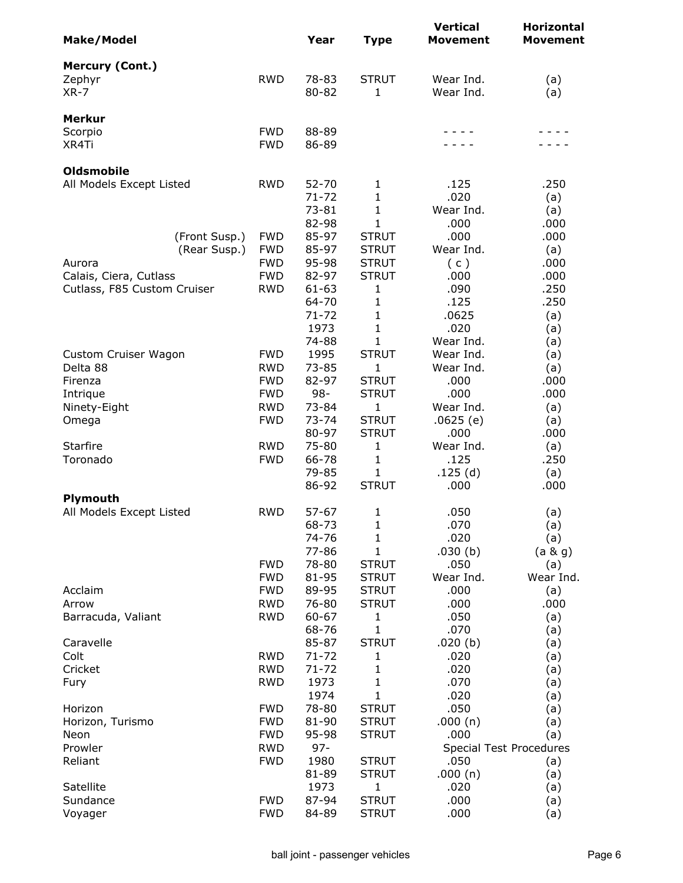| Make/Model | | Year | Type | Vertical Movement | Horizontal Movement |
|---|---|---|---|---|---|
| **Mercury (Cont.)** | | | | | |
| Zephyr | RWD | 78-83 | STRUT | Wear Ind. | (a) |
| XR-7 | | 80-82 | 1 | Wear Ind. | (a) |
| **Merkur** | | | | | |
| Scorpio | FWD | 88-89 | | - - - - | - - - - |
| XR4Ti | FWD | 86-89 | | - - - - | - - - - |
| **Oldsmobile** | | | | | |
| All Models Except Listed | RWD | 52-70 | 1 | .125 | .250 |
| | | 71-72 | 1 | .020 | (a) |
| | | 73-81 | 1 | Wear Ind. | (a) |
| | | 82-98 | 1 | .000 | .000 |
| (Front Susp.) | FWD | 85-97 | STRUT | .000 | .000 |
| (Rear Susp.) | FWD | 85-97 | STRUT | Wear Ind. | (a) |
| Aurora | FWD | 95-98 | STRUT | ( c ) | .000 |
| Calais, Ciera, Cutlass | FWD | 82-97 | STRUT | .000 | .000 |
| Cutlass, F85 Custom Cruiser | RWD | 61-63 | 1 | .090 | .250 |
| | | 64-70 | 1 | .125 | .250 |
| | | 71-72 | 1 | .0625 | (a) |
| | | 1973 | 1 | .020 | (a) |
| | | 74-88 | 1 | Wear Ind. | (a) |
| Custom Cruiser Wagon | FWD | 1995 | STRUT | Wear Ind. | (a) |
| Delta 88 | RWD | 73-85 | 1 | Wear Ind. | (a) |
| Firenza | FWD | 82-97 | STRUT | .000 | .000 |
| Intrique | FWD | 98- | STRUT | .000 | .000 |
| Ninety-Eight | RWD | 73-84 | 1 | Wear Ind. | (a) |
| Omega | FWD | 73-74 | STRUT | .0625 (e) | (a) |
| | | 80-97 | STRUT | .000 | .000 |
| Starfire | RWD | 75-80 | 1 | Wear Ind. | (a) |
| Toronado | FWD | 66-78 | 1 | .125 | .250 |
| | | 79-85 | 1 | .125 (d) | (a) |
| | | 86-92 | STRUT | .000 | .000 |
| **Plymouth** | | | | | |
| All Models Except Listed | RWD | 57-67 | 1 | .050 | (a) |
| | | 68-73 | 1 | .070 | (a) |
| | | 74-76 | 1 | .020 | (a) |
| | | 77-86 | 1 | .030 (b) | (a & g) |
| | FWD | 78-80 | STRUT | .050 | (a) |
| | FWD | 81-95 | STRUT | Wear Ind. | Wear Ind. |
| Acclaim | FWD | 89-95 | STRUT | .000 | (a) |
| Arrow | RWD | 76-80 | STRUT | .000 | .000 |
| Barracuda, Valiant | RWD | 60-67 | 1 | .050 | (a) |
| | | 68-76 | 1 | .070 | (a) |
| Caravelle | | 85-87 | STRUT | .020 (b) | (a) |
| Colt | RWD | 71-72 | 1 | .020 | (a) |
| Cricket | RWD | 71-72 | 1 | .020 | (a) |
| Fury | RWD | 1973 | 1 | .070 | (a) |
| | | 1974 | 1 | .020 | (a) |
| Horizon | FWD | 78-80 | STRUT | .050 | (a) |
| Horizon, Turismo | FWD | 81-90 | STRUT | .000 (n) | (a) |
| Neon | FWD | 95-98 | STRUT | .000 | (a) |
| Prowler | RWD | 97- | | Special Test Procedures | |
| Reliant | FWD | 1980 | STRUT | .050 | (a) |
| | | 81-89 | STRUT | .000 (n) | (a) |
| Satellite | | 1973 | 1 | .020 | (a) |
| Sundance | FWD | 87-94 | STRUT | .000 | (a) |
| Voyager | FWD | 84-89 | STRUT | .000 | (a) |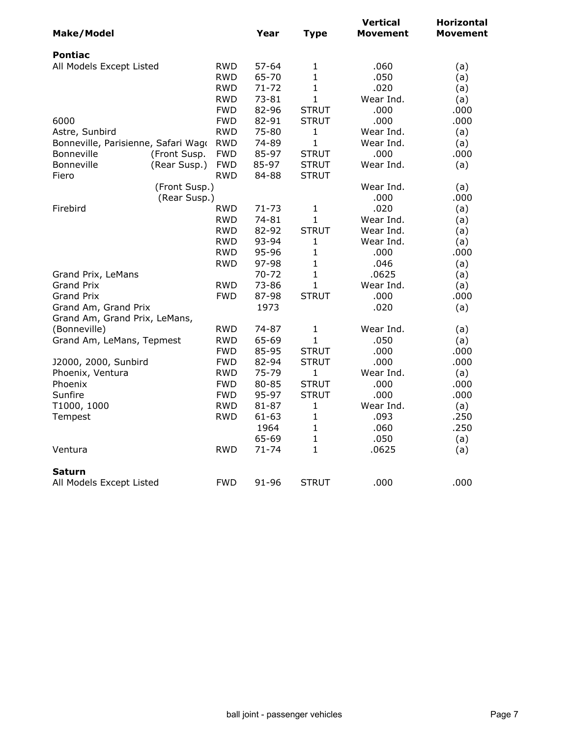| Make/Model | | Year | Type | Vertical Movement | Horizontal Movement |
|---|---|---|---|---|---|
| **Pontiac** | | | | | |
| All Models Except Listed | RWD | 57-64 | 1 | .060 | (a) |
| | RWD | 65-70 | 1 | .050 | (a) |
| | RWD | 71-72 | 1 | .020 | (a) |
| | RWD | 73-81 | 1 | Wear Ind. | (a) |
| | FWD | 82-96 | STRUT | .000 | .000 |
| 6000 | FWD | 82-91 | STRUT | .000 | .000 |
| Astre, Sunbird | RWD | 75-80 | 1 | Wear Ind. | (a) |
| Bonneville, Parisienne, Safari Wago | RWD | 74-89 | 1 | Wear Ind. | (a) |
| Bonneville (Front Susp. | FWD | 85-97 | STRUT | .000 | .000 |
| Bonneville (Rear Susp.) | FWD | 85-97 | STRUT | Wear Ind. | (a) |
| Fiero | RWD | 84-88 | STRUT | | |
| (Front Susp.) | | | | Wear Ind. | (a) |
| (Rear Susp.) | | | | .000 | .000 |
| Firebird | RWD | 71-73 | 1 | .020 | (a) |
| | RWD | 74-81 | 1 | Wear Ind. | (a) |
| | RWD | 82-92 | STRUT | Wear Ind. | (a) |
| | RWD | 93-94 | 1 | Wear Ind. | (a) |
| | RWD | 95-96 | 1 | .000 | .000 |
| | RWD | 97-98 | 1 | .046 | (a) |
| Grand Prix, LeMans | | 70-72 | 1 | .0625 | (a) |
| Grand Prix | RWD | 73-86 | 1 | Wear Ind. | (a) |
| Grand Prix | FWD | 87-98 | STRUT | .000 | .000 |
| Grand Am, Grand Prix | | 1973 | | .020 | (a) |
| Grand Am, Grand Prix, LeMans, (Bonneville) | RWD | 74-87 | 1 | Wear Ind. | (a) |
| Grand Am, LeMans, Tepmest | RWD | 65-69 | 1 | .050 | (a) |
| | FWD | 85-95 | STRUT | .000 | .000 |
| J2000, 2000, Sunbird | FWD | 82-94 | STRUT | .000 | .000 |
| Phoenix, Ventura | RWD | 75-79 | 1 | Wear Ind. | (a) |
| Phoenix | FWD | 80-85 | STRUT | .000 | .000 |
| Sunfire | FWD | 95-97 | STRUT | .000 | .000 |
| T1000, 1000 | RWD | 81-87 | 1 | Wear Ind. | (a) |
| Tempest | RWD | 61-63 | 1 | .093 | .250 |
| | | 1964 | 1 | .060 | .250 |
| | | 65-69 | 1 | .050 | (a) |
| Ventura | RWD | 71-74 | 1 | .0625 | (a) |
| **Saturn** | | | | | |
| All Models Except Listed | FWD | 91-96 | STRUT | .000 | .000 |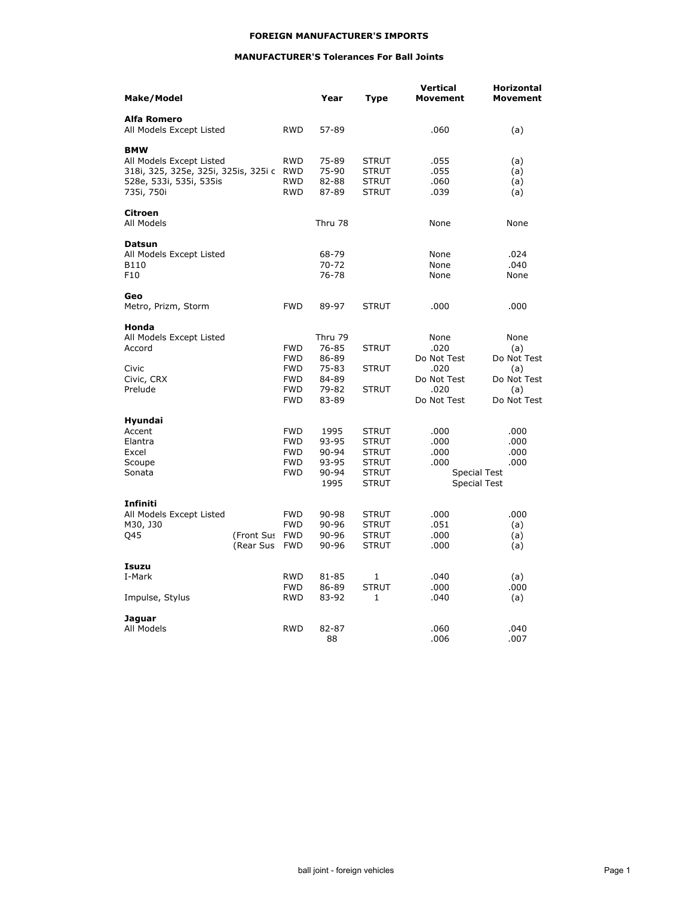# FOREIGN MANUFACTURER'S IMPORTS

## MANUFACTURER'S Tolerances For Ball Joints

| Make/Model | | | Year | Type | Vertical Movement | Horizontal Movement |
|---|---|---|---|---|---|---|
| **Alfa Romero** | | | | | | |
| All Models Except Listed | | RWD | 57-89 | | .060 | (a) |
| **BMW** | | | | | | |
| All Models Except Listed | | RWD | 75-89 | STRUT | .055 | (a) |
| 318i, 325, 325e, 325i, 325is, 325i c | | RWD | 75-90 | STRUT | .055 | (a) |
| 528e, 533i, 535i, 535is | | RWD | 82-88 | STRUT | .060 | (a) |
| 735i, 750i | | RWD | 87-89 | STRUT | .039 | (a) |
| **Citroen** | | | | | | |
| All Models | | | Thru 78 | | None | None |
| **Datsun** | | | | | | |
| All Models Except Listed | | | 68-79 | | None | .024 |
| B110 | | | 70-72 | | None | .040 |
| F10 | | | 76-78 | | None | None |
| **Geo** | | | | | | |
| Metro, Prizm, Storm | | FWD | 89-97 | STRUT | .000 | .000 |
| **Honda** | | | | | | |
| All Models Except Listed | | | Thru 79 | | None | None |
| Accord | | FWD | 76-85 | STRUT | .020 | (a) |
| | | FWD | 86-89 | | Do Not Test | Do Not Test |
| Civic | | FWD | 75-83 | STRUT | .020 | (a) |
| Civic, CRX | | FWD | 84-89 | | Do Not Test | Do Not Test |
| Prelude | | FWD | 79-82 | STRUT | .020 | (a) |
| | | FWD | 83-89 | | Do Not Test | Do Not Test |
| **Hyundai** | | | | | | |
| Accent | | FWD | 1995 | STRUT | .000 | .000 |
| Elantra | | FWD | 93-95 | STRUT | .000 | .000 |
| Excel | | FWD | 90-94 | STRUT | .000 | .000 |
| Scoupe | | FWD | 93-95 | STRUT | .000 | .000 |
| Sonata | | FWD | 90-94 | STRUT | Special Test | |
| | | | 1995 | STRUT | Special Test | |
| **Infiniti** | | | | | | |
| All Models Except Listed | | FWD | 90-98 | STRUT | .000 | .000 |
| M30, J30 | | FWD | 90-96 | STRUT | .051 | (a) |
| Q45 | (Front Sus | FWD | 90-96 | STRUT | .000 | (a) |
| | (Rear Sus | FWD | 90-96 | STRUT | .000 | (a) |
| **Isuzu** | | | | | | |
| I-Mark | | RWD | 81-85 | 1 | .040 | (a) |
| | | FWD | 86-89 | STRUT | .000 | .000 |
| Impulse, Stylus | | RWD | 83-92 | 1 | .040 | (a) |
| **Jaguar** | | | | | | |
| All Models | | RWD | 82-87 | | .060 | .040 |
| | | | 88 | | .006 | .007 |

ball joint - foreign vehicles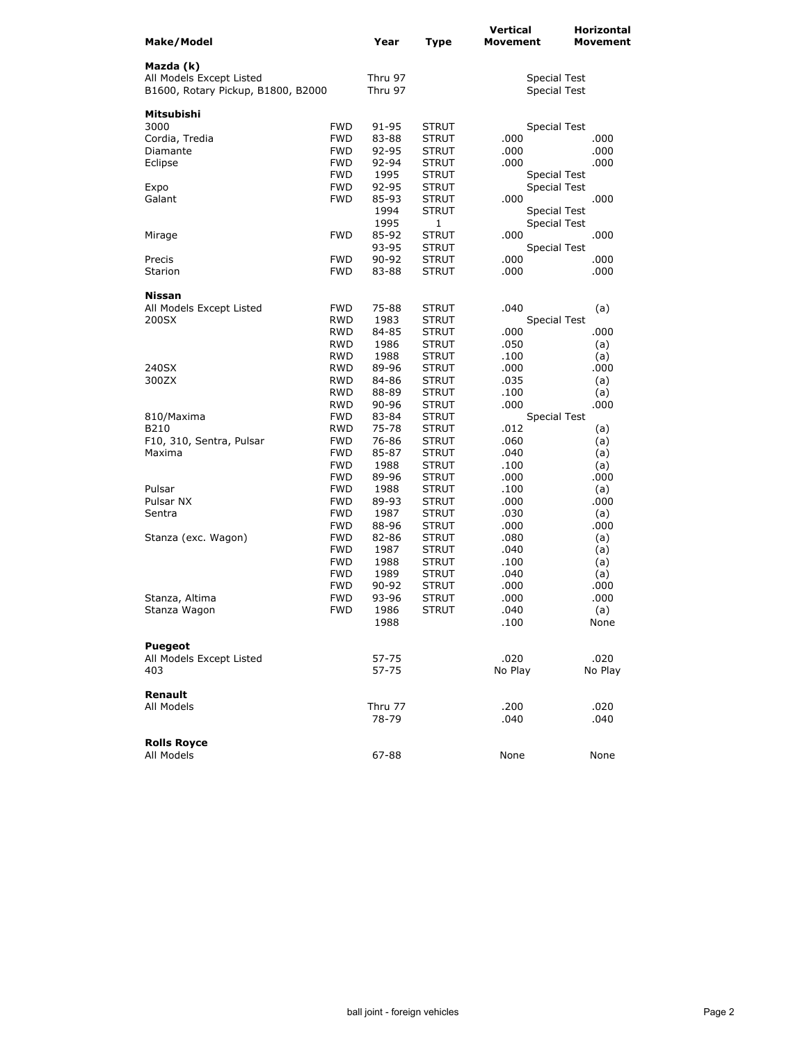| Make/Model | | Year | Type | Vertical Movement | Horizontal Movement |
|---|---|---|---|---|---|
| **Mazda (k)** | | | | | |
| All Models Except Listed | | Thru 97 | | Special Test | |
| B1600, Rotary Pickup, B1800, B2000 | | Thru 97 | | Special Test | |
| **Mitsubishi** | | | | | |
| 3000 | FWD | 91-95 | STRUT | Special Test | |
| Cordia, Tredia | FWD | 83-88 | STRUT | .000 | .000 |
| Diamante | FWD | 92-95 | STRUT | .000 | .000 |
| Eclipse | FWD | 92-94 | STRUT | .000 | .000 |
| | FWD | 1995 | STRUT | Special Test | |
| Expo | FWD | 92-95 | STRUT | Special Test | |
| Galant | FWD | 85-93 | STRUT | .000 | .000 |
| | | 1994 | STRUT | Special Test | |
| | | 1995 | 1 | Special Test | |
| Mirage | FWD | 85-92 | STRUT | .000 | .000 |
| | | 93-95 | STRUT | Special Test | |
| Precis | FWD | 90-92 | STRUT | .000 | .000 |
| Starion | FWD | 83-88 | STRUT | .000 | .000 |
| **Nissan** | | | | | |
| All Models Except Listed | FWD | 75-88 | STRUT | .040 | (a) |
| 200SX | RWD | 1983 | STRUT | Special Test | |
| | RWD | 84-85 | STRUT | .000 | .000 |
| | RWD | 1986 | STRUT | .050 | (a) |
| | RWD | 1988 | STRUT | .100 | (a) |
| 240SX | RWD | 89-96 | STRUT | .000 | .000 |
| 300ZX | RWD | 84-86 | STRUT | .035 | (a) |
| | RWD | 88-89 | STRUT | .100 | (a) |
| | RWD | 90-96 | STRUT | .000 | .000 |
| 810/Maxima | FWD | 83-84 | STRUT | Special Test | |
| B210 | RWD | 75-78 | STRUT | .012 | (a) |
| F10, 310, Sentra, Pulsar | FWD | 76-86 | STRUT | .060 | (a) |
| Maxima | FWD | 85-87 | STRUT | .040 | (a) |
| | FWD | 1988 | STRUT | .100 | (a) |
| | FWD | 89-96 | STRUT | .000 | .000 |
| Pulsar | FWD | 1988 | STRUT | .100 | (a) |
| Pulsar NX | FWD | 89-93 | STRUT | .000 | .000 |
| Sentra | FWD | 1987 | STRUT | .030 | (a) |
| | FWD | 88-96 | STRUT | .000 | .000 |
| Stanza (exc. Wagon) | FWD | 82-86 | STRUT | .080 | (a) |
| | FWD | 1987 | STRUT | .040 | (a) |
| | FWD | 1988 | STRUT | .100 | (a) |
| | FWD | 1989 | STRUT | .040 | (a) |
| | FWD | 90-92 | STRUT | .000 | .000 |
| Stanza, Altima | FWD | 93-96 | STRUT | .000 | .000 |
| Stanza Wagon | FWD | 1986 | STRUT | .040 | (a) |
| | | 1988 | | .100 | None |
| **Puegeot** | | | | | |
| All Models Except Listed | | 57-75 | | .020 | .020 |
| 403 | | 57-75 | | No Play | No Play |
| **Renault** | | | | | |
| All Models | | Thru 77 | | .200 | .020 |
| | | 78-79 | | .040 | .040 |
| **Rolls Royce** | | | | | |
| All Models | | 67-88 | | None | None |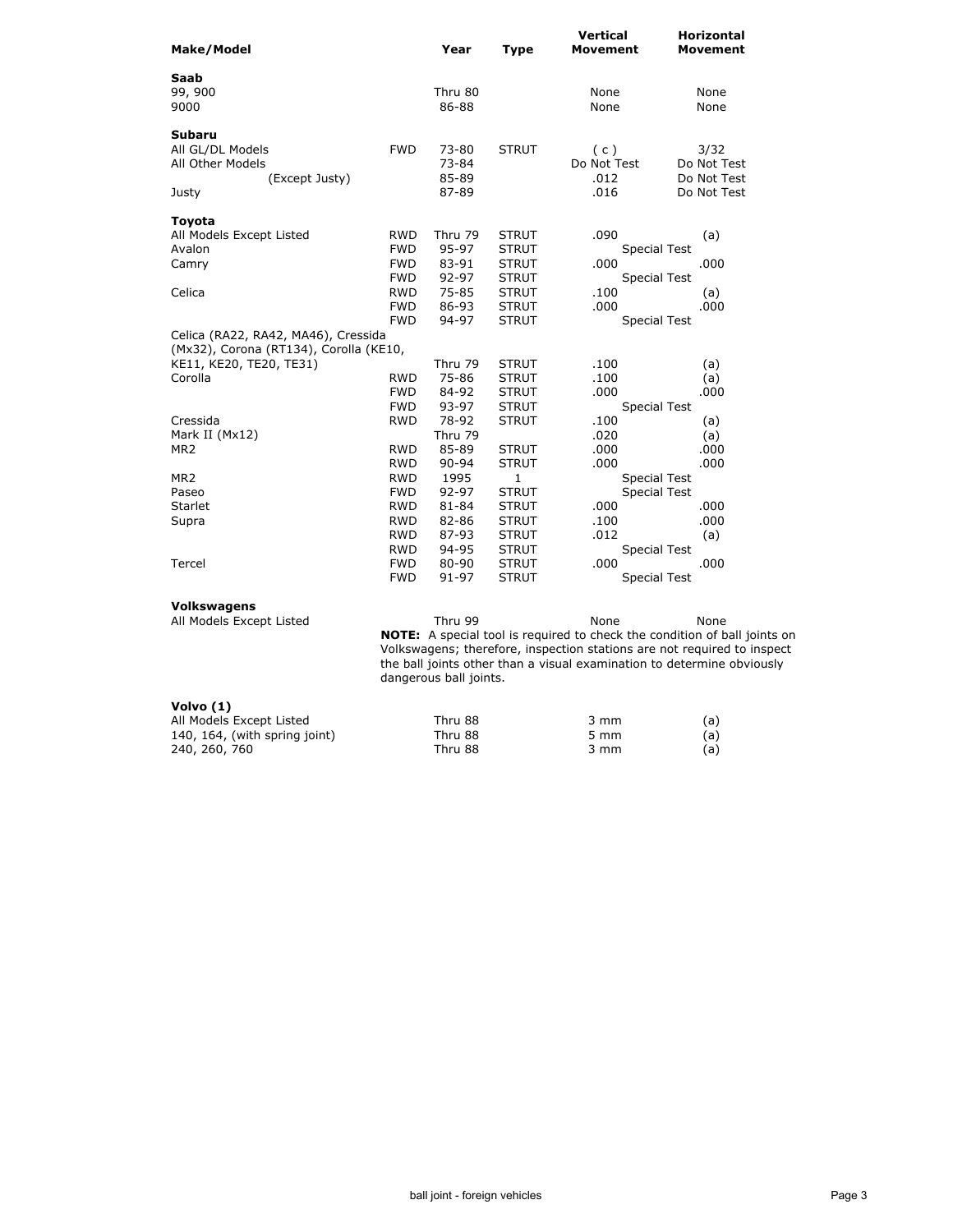| Make/Model | | Year | Type | Vertical Movement | Horizontal Movement |
|---|---|---|---|---|---|
| **Saab** | | | | | |
| 99, 900 | | Thru 80 | | None | None |
| 9000 | | 86-88 | | None | None |
| **Subaru** | | | | | |
| All GL/DL Models | FWD | 73-80 | STRUT | ( c ) | 3/32 |
| All Other Models | | 73-84 | | Do Not Test | Do Not Test |
| (Except Justy) | | 85-89 | | .012 | Do Not Test |
| Justy | | 87-89 | | .016 | Do Not Test |
| **Toyota** | | | | | |
| All Models Except Listed | RWD | Thru 79 | STRUT | .090 | (a) |
| Avalon | FWD | 95-97 | STRUT | Special Test | |
| Camry | FWD | 83-91 | STRUT | .000 | .000 |
| | FWD | 92-97 | STRUT | Special Test | |
| Celica | RWD | 75-85 | STRUT | .100 | (a) |
| | FWD | 86-93 | STRUT | .000 | .000 |
| | FWD | 94-97 | STRUT | Special Test | |
| Celica (RA22, RA42, MA46), Cressida (Mx32), Corona (RT134), Corolla (KE10, KE11, KE20, TE20, TE31) | | Thru 79 | STRUT | .100 | (a) |
| Corolla | RWD | 75-86 | STRUT | .100 | (a) |
| | FWD | 84-92 | STRUT | .000 | .000 |
| | FWD | 93-97 | STRUT | Special Test | |
| Cressida | RWD | 78-92 | STRUT | .100 | (a) |
| Mark II (Mx12) | | Thru 79 | | .020 | (a) |
| MR2 | RWD | 85-89 | STRUT | .000 | .000 |
| | RWD | 90-94 | STRUT | .000 | .000 |
| MR2 | RWD | 1995 | 1 | Special Test | |
| Paseo | FWD | 92-97 | STRUT | Special Test | |
| Starlet | RWD | 81-84 | STRUT | .000 | .000 |
| Supra | RWD | 82-86 | STRUT | .100 | .000 |
| | RWD | 87-93 | STRUT | .012 | (a) |
| | RWD | 94-95 | STRUT | Special Test | |
| Tercel | FWD | 80-90 | STRUT | .000 | .000 |
| | FWD | 91-97 | STRUT | Special Test | |
| **Volkswagens** | | | | | |
| All Models Except Listed | | Thru 99 | | None | None |

**NOTE:** A special tool is required to check the condition of ball joints on Volkswagens; therefore, inspection stations are not required to inspect the ball joints other than a visual examination to determine obviously dangerous ball joints.

| Make/Model | Year | Vertical Movement | Horizontal Movement |
|---|---|---|---|
| **Volvo (1)** | | | |
| All Models Except Listed | Thru 88 | 3 mm | (a) |
| 140, 164, (with spring joint) | Thru 88 | 5 mm | (a) |
| 240, 260, 760 | Thru 88 | 3 mm | (a) |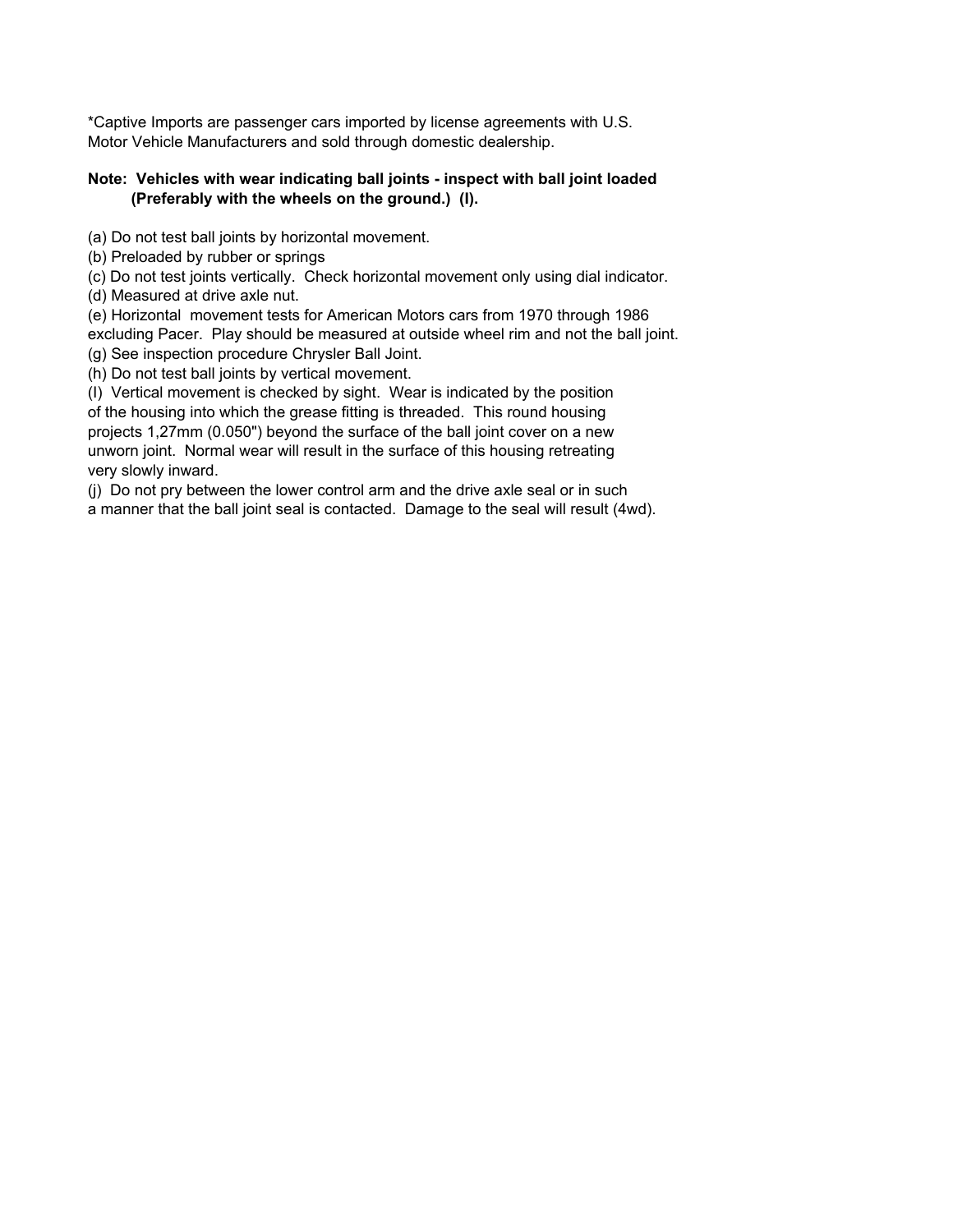*Captive Imports are passenger cars imported by license agreements with U.S. Motor Vehicle Manufacturers and sold through domestic dealership.

**Note: Vehicles with wear indicating ball joints - inspect with ball joint loaded (Preferably with the wheels on the ground.) (I).**

(a) Do not test ball joints by horizontal movement.
(b) Preloaded by rubber or springs
(c) Do not test joints vertically. Check horizontal movement only using dial indicator.
(d) Measured at drive axle nut.
(e) Horizontal movement tests for American Motors cars from 1970 through 1986 excluding Pacer. Play should be measured at outside wheel rim and not the ball joint.
(g) See inspection procedure Chrysler Ball Joint.
(h) Do not test ball joints by vertical movement.
(I) Vertical movement is checked by sight. Wear is indicated by the position of the housing into which the grease fitting is threaded. This round housing projects 1,27mm (0.050") beyond the surface of the ball joint cover on a new unworn joint. Normal wear will result in the surface of this housing retreating very slowly inward.
(j) Do not pry between the lower control arm and the drive axle seal or in such a manner that the ball joint seal is contacted. Damage to the seal will result (4wd).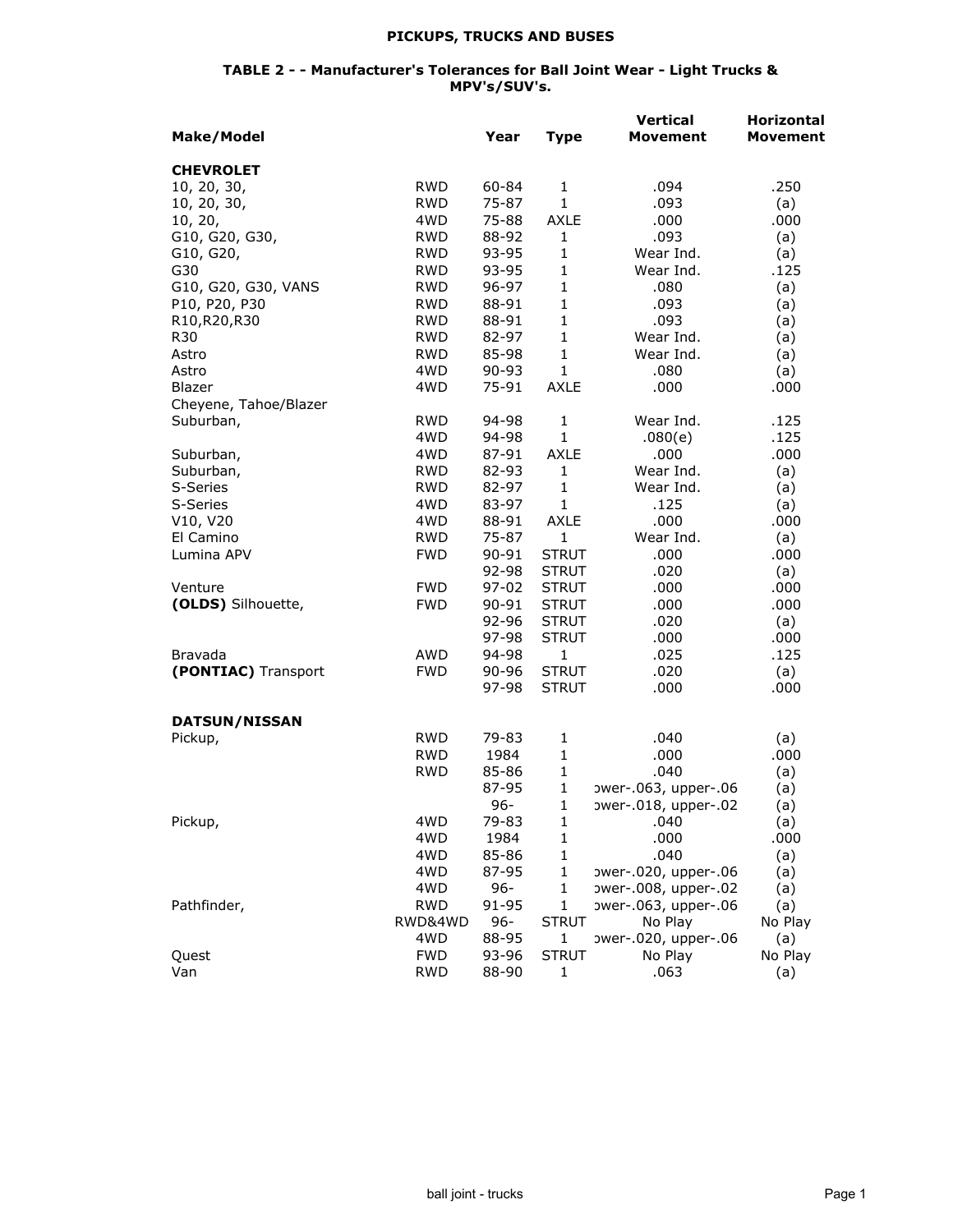## PICKUPS, TRUCKS AND BUSES

### TABLE 2 - - Manufacturer's Tolerances for Ball Joint Wear - Light Trucks & MPV's/SUV's.

| Make/Model | | Year | Type | Vertical Movement | Horizontal Movement |
|---|---|---|---|---|---|
| **CHEVROLET** | | | | | |
| 10, 20, 30, | RWD | 60-84 | 1 | .094 | .250 |
| 10, 20, 30, | RWD | 75-87 | 1 | .093 | (a) |
| 10, 20, | 4WD | 75-88 | AXLE | .000 | .000 |
| G10, G20, G30, | RWD | 88-92 | 1 | .093 | (a) |
| G10, G20, | RWD | 93-95 | 1 | Wear Ind. | (a) |
| G30 | RWD | 93-95 | 1 | Wear Ind. | .125 |
| G10, G20, G30, VANS | RWD | 96-97 | 1 | .080 | (a) |
| P10, P20, P30 | RWD | 88-91 | 1 | .093 | (a) |
| R10,R20,R30 | RWD | 88-91 | 1 | .093 | (a) |
| R30 | RWD | 82-97 | 1 | Wear Ind. | (a) |
| Astro | RWD | 85-98 | 1 | Wear Ind. | (a) |
| Astro | 4WD | 90-93 | 1 | .080 | (a) |
| Blazer | 4WD | 75-91 | AXLE | .000 | .000 |
| Cheyene, Tahoe/Blazer Suburban, | RWD | 94-98 | 1 | Wear Ind. | .125 |
| | 4WD | 94-98 | 1 | .080(e) | .125 |
| Suburban, | 4WD | 87-91 | AXLE | .000 | .000 |
| Suburban, | RWD | 82-93 | 1 | Wear Ind. | (a) |
| S-Series | RWD | 82-97 | 1 | Wear Ind. | (a) |
| S-Series | 4WD | 83-97 | 1 | .125 | (a) |
| V10, V20 | 4WD | 88-91 | AXLE | .000 | .000 |
| El Camino | RWD | 75-87 | 1 | Wear Ind. | (a) |
| Lumina APV | FWD | 90-91 | STRUT | .000 | .000 |
| | | 92-98 | STRUT | .020 | (a) |
| Venture | FWD | 97-02 | STRUT | .000 | .000 |
| **(OLDS)** Silhouette, | FWD | 90-91 | STRUT | .000 | .000 |
| | | 92-96 | STRUT | .020 | (a) |
| | | 97-98 | STRUT | .000 | .000 |
| Bravada | AWD | 94-98 | 1 | .025 | .125 |
| **(PONTIAC)** Transport | FWD | 90-96 | STRUT | .020 | (a) |
| | | 97-98 | STRUT | .000 | .000 |
| **DATSUN/NISSAN** | | | | | |
| Pickup, | RWD | 79-83 | 1 | .040 | (a) |
| | RWD | 1984 | 1 | .000 | .000 |
| | RWD | 85-86 | 1 | .040 | (a) |
| | | 87-95 | 1 | ɔwer-.063, upper-.06 | (a) |
| | | 96- | 1 | ɔwer-.018, upper-.02 | (a) |
| Pickup, | 4WD | 79-83 | 1 | .040 | (a) |
| | 4WD | 1984 | 1 | .000 | .000 |
| | 4WD | 85-86 | 1 | .040 | (a) |
| | 4WD | 87-95 | 1 | ɔwer-.020, upper-.06 | (a) |
| | 4WD | 96- | 1 | ɔwer-.008, upper-.02 | (a) |
| Pathfinder, | RWD | 91-95 | 1 | ɔwer-.063, upper-.06 | (a) |
| | RWD&4WD | 96- | STRUT | No Play | No Play |
| | 4WD | 88-95 | 1 | ɔwer-.020, upper-.06 | (a) |
| Quest | FWD | 93-96 | STRUT | No Play | No Play |
| Van | RWD | 88-90 | 1 | .063 | (a) |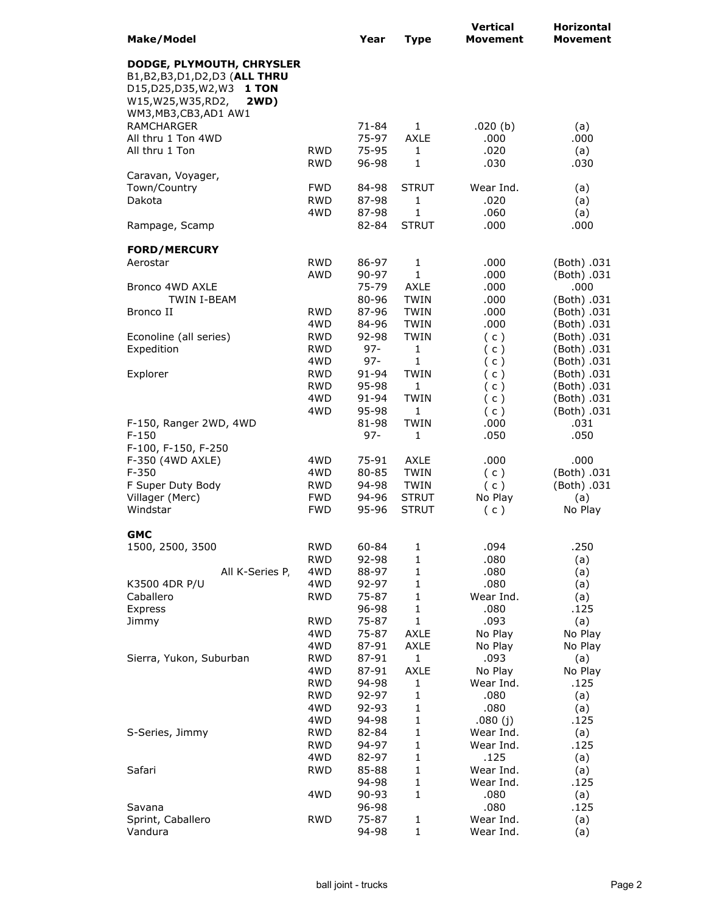| Make/Model | | Year | Type | Vertical Movement | Horizontal Movement |
|---|---|---|---|---|---|
| **DODGE, PLYMOUTH, CHRYSLER** | | | | | |
| B1,B2,B3,D1,D2,D3 (**ALL THRU** D15,D25,D35,W2,W3 **1 TON** W15,W25,W35,RD2, **2WD)** WM3,MB3,CB3,AD1 AW1 RAMCHARGER | | 71-84 | 1 | .020 (b) | (a) |
| All thru 1 Ton 4WD | | 75-97 | AXLE | .000 | .000 |
| All thru 1 Ton | RWD | 75-95 | 1 | .020 | (a) |
| | RWD | 96-98 | 1 | .030 | .030 |
| Caravan, Voyager, Town/Country | FWD | 84-98 | STRUT | Wear Ind. | (a) |
| Dakota | RWD | 87-98 | 1 | .020 | (a) |
| | 4WD | 87-98 | 1 | .060 | (a) |
| Rampage, Scamp | | 82-84 | STRUT | .000 | .000 |
| **FORD/MERCURY** | | | | | |
| Aerostar | RWD | 86-97 | 1 | .000 | (Both) .031 |
| | AWD | 90-97 | 1 | .000 | (Both) .031 |
| Bronco 4WD AXLE | | 75-79 | AXLE | .000 | .000 |
| TWIN I-BEAM | | 80-96 | TWIN | .000 | (Both) .031 |
| Bronco II | RWD | 87-96 | TWIN | .000 | (Both) .031 |
| | 4WD | 84-96 | TWIN | .000 | (Both) .031 |
| Econoline (all series) | RWD | 92-98 | TWIN | ( c ) | (Both) .031 |
| Expedition | RWD | 97- | 1 | ( c ) | (Both) .031 |
| | 4WD | 97- | 1 | ( c ) | (Both) .031 |
| Explorer | RWD | 91-94 | TWIN | ( c ) | (Both) .031 |
| | RWD | 95-98 | 1 | ( c ) | (Both) .031 |
| | 4WD | 91-94 | TWIN | ( c ) | (Both) .031 |
| | 4WD | 95-98 | 1 | ( c ) | (Both) .031 |
| F-150, Ranger 2WD, 4WD | | 81-98 | TWIN | .000 | .031 |
| F-150 | | 97- | 1 | .050 | .050 |
| F-100, F-150, F-250 F-350 (4WD AXLE) | 4WD | 75-91 | AXLE | .000 | .000 |
| F-350 | 4WD | 80-85 | TWIN | ( c ) | (Both) .031 |
| F Super Duty Body | RWD | 94-98 | TWIN | ( c ) | (Both) .031 |
| Villager (Merc) | FWD | 94-96 | STRUT | No Play | (a) |
| Windstar | FWD | 95-96 | STRUT | ( c ) | No Play |
| **GMC** | | | | | |
| 1500, 2500, 3500 | RWD | 60-84 | 1 | .094 | .250 |
| | RWD | 92-98 | 1 | .080 | (a) |
| All K-Series P, | 4WD | 88-97 | 1 | .080 | (a) |
| K3500 4DR P/U | 4WD | 92-97 | 1 | .080 | (a) |
| Caballero | RWD | 75-87 | 1 | Wear Ind. | (a) |
| Express | | 96-98 | 1 | .080 | .125 |
| Jimmy | RWD | 75-87 | 1 | .093 | (a) |
| | 4WD | 75-87 | AXLE | No Play | No Play |
| | 4WD | 87-91 | AXLE | No Play | No Play |
| Sierra, Yukon, Suburban | RWD | 87-91 | 1 | .093 | (a) |
| | 4WD | 87-91 | AXLE | No Play | No Play |
| | RWD | 94-98 | 1 | Wear Ind. | .125 |
| | RWD | 92-97 | 1 | .080 | (a) |
| | 4WD | 92-93 | 1 | .080 | (a) |
| | 4WD | 94-98 | 1 | .080 (j) | .125 |
| S-Series, Jimmy | RWD | 82-84 | 1 | Wear Ind. | (a) |
| | RWD | 94-97 | 1 | Wear Ind. | .125 |
| | 4WD | 82-97 | 1 | .125 | (a) |
| Safari | RWD | 85-88 | 1 | Wear Ind. | (a) |
| | | 94-98 | 1 | Wear Ind. | .125 |
| | 4WD | 90-93 | 1 | .080 | (a) |
| Savana | | 96-98 | | .080 | .125 |
| Sprint, Caballero | RWD | 75-87 | 1 | Wear Ind. | (a) |
| Vandura | | 94-98 | 1 | Wear Ind. | (a) |

ball joint - trucks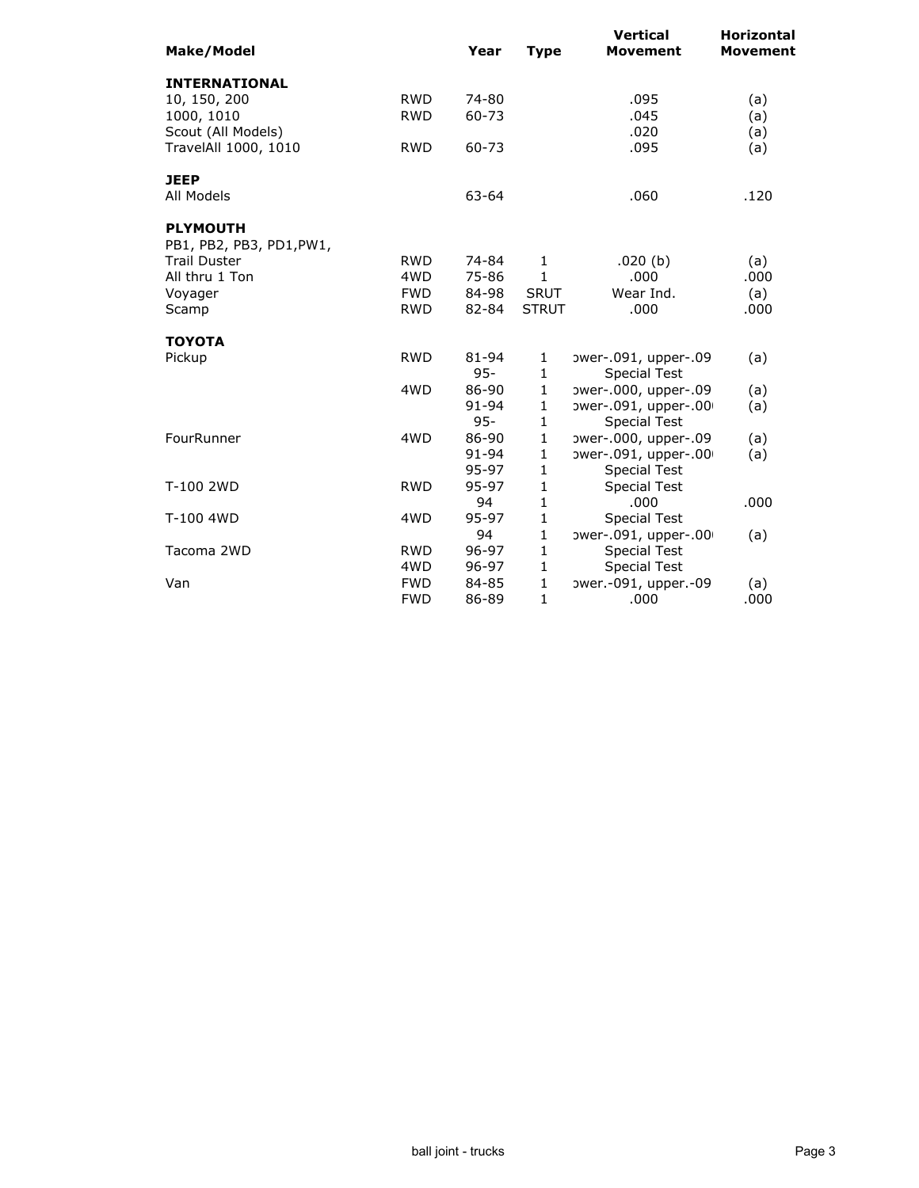| Make/Model | | Year | Type | Vertical Movement | Horizontal Movement |
|---|---|---|---|---|---|
| **INTERNATIONAL** | | | | | |
| 10, 150, 200 | RWD | 74-80 | | .095 | (a) |
| 1000, 1010 | RWD | 60-73 | | .045 | (a) |
| Scout (All Models) | | | | .020 | (a) |
| TravelAll 1000, 1010 | RWD | 60-73 | | .095 | (a) |
| **JEEP** | | | | | |
| All Models | | 63-64 | | .060 | .120 |
| **PLYMOUTH** | | | | | |
| PB1, PB2, PB3, PD1,PW1, Trail Duster | RWD | 74-84 | 1 | .020 (b) | (a) |
| All thru 1 Ton | 4WD | 75-86 | 1 | .000 | .000 |
| Voyager | FWD | 84-98 | SRUT | Wear Ind. | (a) |
| Scamp | RWD | 82-84 | STRUT | .000 | .000 |
| **TOYOTA** | | | | | |
| Pickup | RWD | 81-94 | 1 | ower-.091, upper-.09 | (a) |
| | | 95- | 1 | Special Test | |
| | 4WD | 86-90 | 1 | ower-.000, upper-.09 | (a) |
| | | 91-94 | 1 | ower-.091, upper-.00 | (a) |
| | | 95- | 1 | Special Test | |
| FourRunner | 4WD | 86-90 | 1 | ower-.000, upper-.09 | (a) |
| | | 91-94 | 1 | ower-.091, upper-.00 | (a) |
| | | 95-97 | 1 | Special Test | |
| T-100 2WD | RWD | 95-97 | 1 | Special Test | |
| | | 94 | 1 | .000 | .000 |
| T-100 4WD | 4WD | 95-97 | 1 | Special Test | |
| | | 94 | 1 | ower-.091, upper-.00 | (a) |
| Tacoma 2WD | RWD | 96-97 | 1 | Special Test | |
| | 4WD | 96-97 | 1 | Special Test | |
| Van | FWD | 84-85 | 1 | ower.-091, upper.-09 | (a) |
| | FWD | 86-89 | 1 | .000 | .000 |